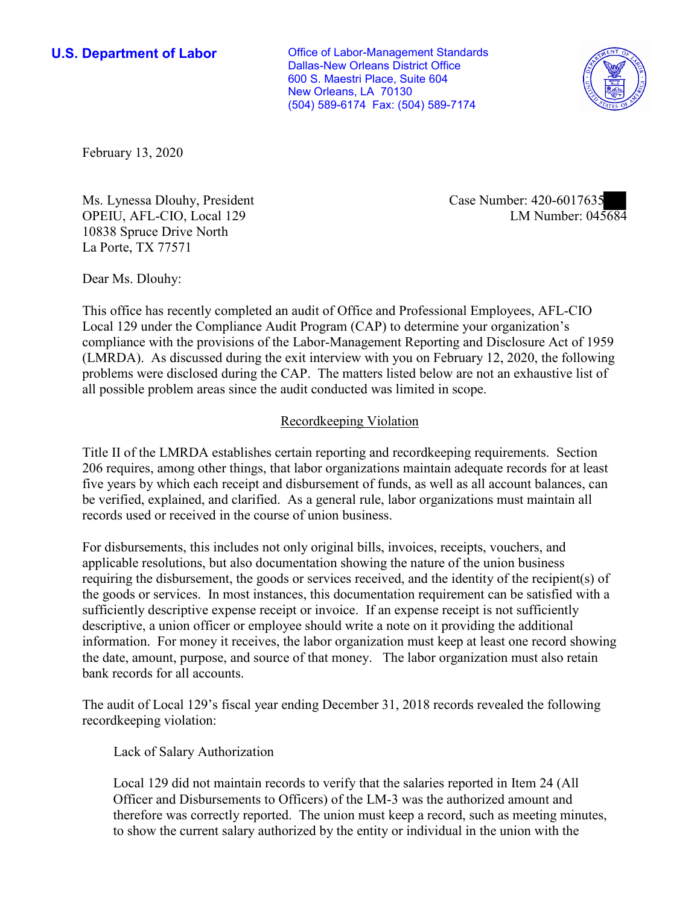**U.S. Department of Labor**

Office of Labor-Management Standards
Dallas-New Orleans District Office
600 S. Maestri Place, Suite 604
New Orleans, LA 70130
(504) 589-6174 Fax: (504) 589-7174

February 13, 2020

Ms. Lynessa Dlouhy, President
OPEIU, AFL-CIO, Local 129
10838 Spruce Drive North
La Porte, TX 77571

Case Number: 420-6017635
LM Number: 045684

Dear Ms. Dlouhy:

This office has recently completed an audit of Office and Professional Employees, AFL-CIO Local 129 under the Compliance Audit Program (CAP) to determine your organization's compliance with the provisions of the Labor-Management Reporting and Disclosure Act of 1959 (LMRDA). As discussed during the exit interview with you on February 12, 2020, the following problems were disclosed during the CAP. The matters listed below are not an exhaustive list of all possible problem areas since the audit conducted was limited in scope.

## Recordkeeping Violation

Title II of the LMRDA establishes certain reporting and recordkeeping requirements. Section 206 requires, among other things, that labor organizations maintain adequate records for at least five years by which each receipt and disbursement of funds, as well as all account balances, can be verified, explained, and clarified. As a general rule, labor organizations must maintain all records used or received in the course of union business.

For disbursements, this includes not only original bills, invoices, receipts, vouchers, and applicable resolutions, but also documentation showing the nature of the union business requiring the disbursement, the goods or services received, and the identity of the recipient(s) of the goods or services. In most instances, this documentation requirement can be satisfied with a sufficiently descriptive expense receipt or invoice. If an expense receipt is not sufficiently descriptive, a union officer or employee should write a note on it providing the additional information. For money it receives, the labor organization must keep at least one record showing the date, amount, purpose, and source of that money. The labor organization must also retain bank records for all accounts.

The audit of Local 129's fiscal year ending December 31, 2018 records revealed the following recordkeeping violation:

Lack of Salary Authorization

Local 129 did not maintain records to verify that the salaries reported in Item 24 (All Officer and Disbursements to Officers) of the LM-3 was the authorized amount and therefore was correctly reported. The union must keep a record, such as meeting minutes, to show the current salary authorized by the entity or individual in the union with the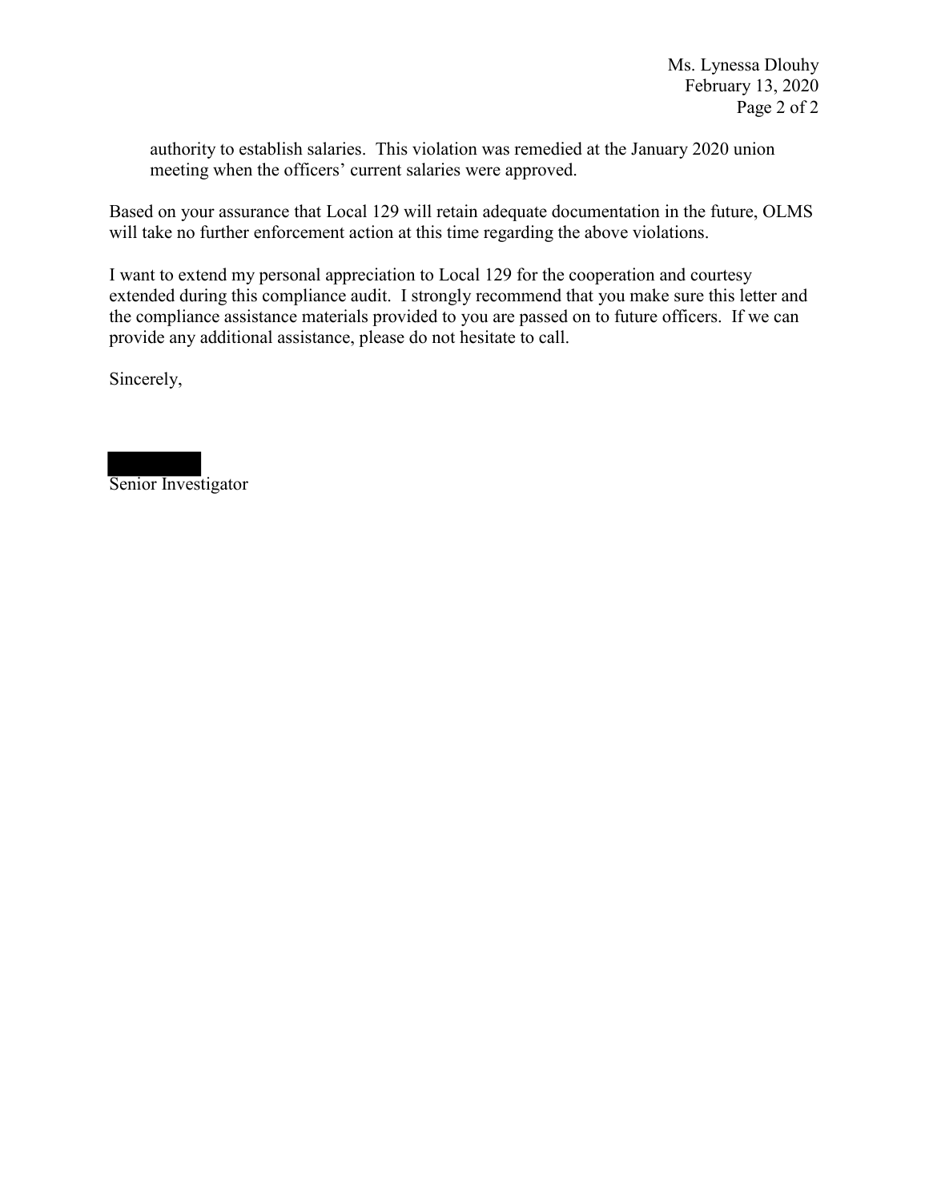authority to establish salaries. This violation was remedied at the January 2020 union meeting when the officers' current salaries were approved.

Based on your assurance that Local 129 will retain adequate documentation in the future, OLMS will take no further enforcement action at this time regarding the above violations.

I want to extend my personal appreciation to Local 129 for the cooperation and courtesy extended during this compliance audit. I strongly recommend that you make sure this letter and the compliance assistance materials provided to you are passed on to future officers. If we can provide any additional assistance, please do not hesitate to call.

Sincerely,

Senior Investigator